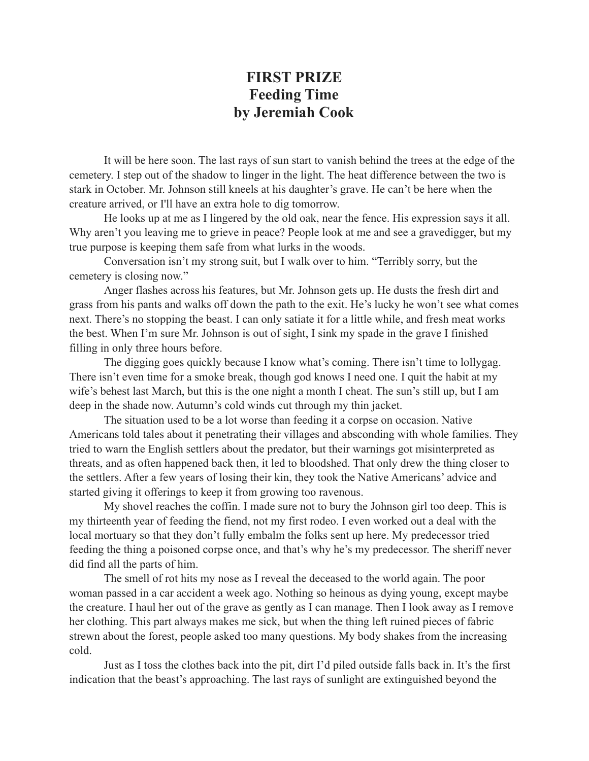# FIRST PRIZE
# Feeding Time
# by Jeremiah Cook

It will be here soon. The last rays of sun start to vanish behind the trees at the edge of the cemetery. I step out of the shadow to linger in the light. The heat difference between the two is stark in October. Mr. Johnson still kneels at his daughter's grave. He can't be here when the creature arrived, or I'll have an extra hole to dig tomorrow.

He looks up at me as I lingered by the old oak, near the fence. His expression says it all. Why aren't you leaving me to grieve in peace? People look at me and see a gravedigger, but my true purpose is keeping them safe from what lurks in the woods.

Conversation isn't my strong suit, but I walk over to him. "Terribly sorry, but the cemetery is closing now."

Anger flashes across his features, but Mr. Johnson gets up. He dusts the fresh dirt and grass from his pants and walks off down the path to the exit. He's lucky he won't see what comes next. There's no stopping the beast. I can only satiate it for a little while, and fresh meat works the best. When I'm sure Mr. Johnson is out of sight, I sink my spade in the grave I finished filling in only three hours before.

The digging goes quickly because I know what's coming. There isn't time to lollygag. There isn't even time for a smoke break, though god knows I need one. I quit the habit at my wife's behest last March, but this is the one night a month I cheat. The sun's still up, but I am deep in the shade now. Autumn's cold winds cut through my thin jacket.

The situation used to be a lot worse than feeding it a corpse on occasion. Native Americans told tales about it penetrating their villages and absconding with whole families. They tried to warn the English settlers about the predator, but their warnings got misinterpreted as threats, and as often happened back then, it led to bloodshed. That only drew the thing closer to the settlers. After a few years of losing their kin, they took the Native Americans' advice and started giving it offerings to keep it from growing too ravenous.

My shovel reaches the coffin. I made sure not to bury the Johnson girl too deep. This is my thirteenth year of feeding the fiend, not my first rodeo. I even worked out a deal with the local mortuary so that they don't fully embalm the folks sent up here. My predecessor tried feeding the thing a poisoned corpse once, and that's why he's my predecessor. The sheriff never did find all the parts of him.

The smell of rot hits my nose as I reveal the deceased to the world again. The poor woman passed in a car accident a week ago. Nothing so heinous as dying young, except maybe the creature. I haul her out of the grave as gently as I can manage. Then I look away as I remove her clothing. This part always makes me sick, but when the thing left ruined pieces of fabric strewn about the forest, people asked too many questions. My body shakes from the increasing cold.

Just as I toss the clothes back into the pit, dirt I'd piled outside falls back in. It's the first indication that the beast's approaching. The last rays of sunlight are extinguished beyond the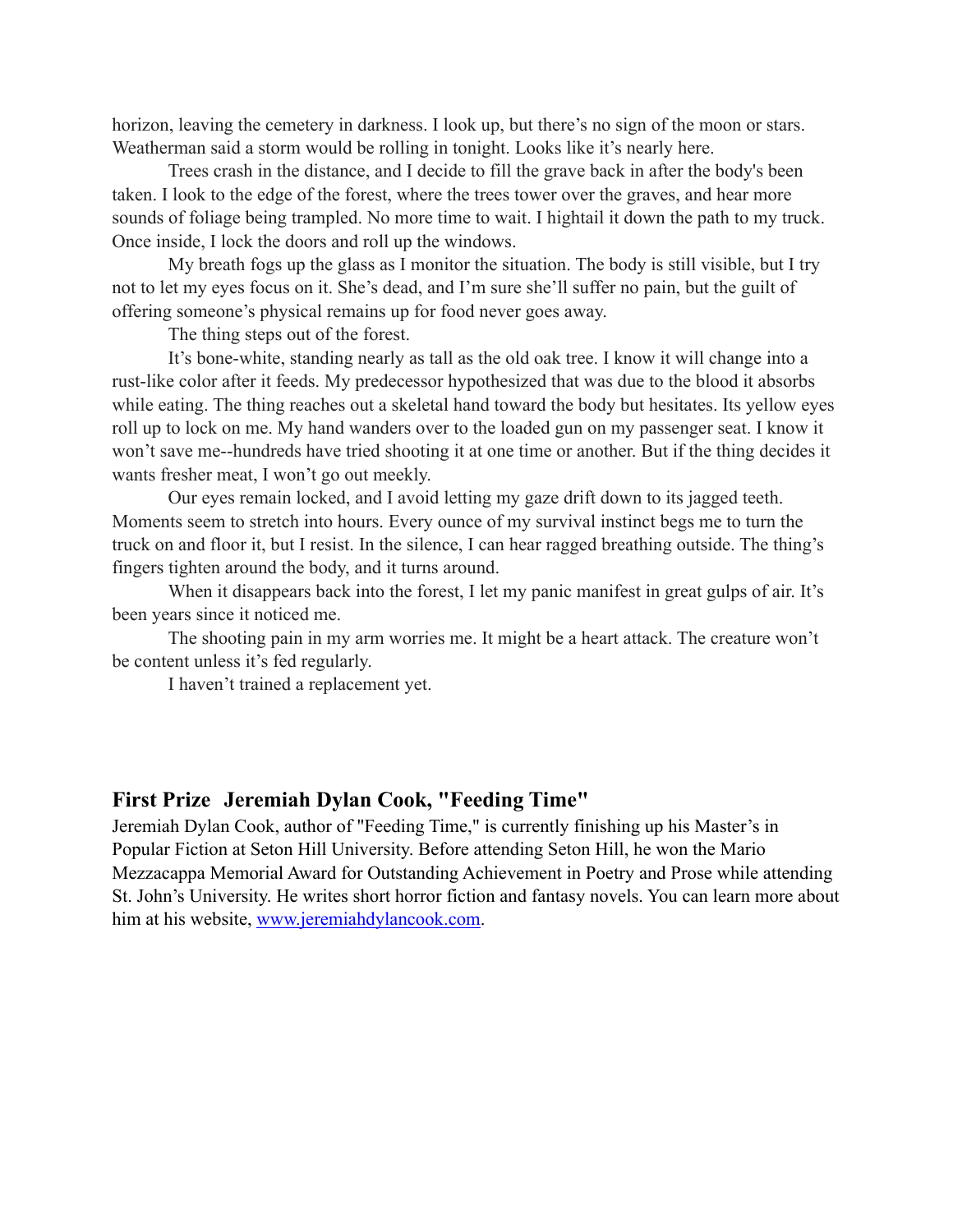horizon, leaving the cemetery in darkness. I look up, but there's no sign of the moon or stars. Weatherman said a storm would be rolling in tonight. Looks like it's nearly here.

Trees crash in the distance, and I decide to fill the grave back in after the body's been taken. I look to the edge of the forest, where the trees tower over the graves, and hear more sounds of foliage being trampled. No more time to wait. I hightail it down the path to my truck. Once inside, I lock the doors and roll up the windows.

My breath fogs up the glass as I monitor the situation. The body is still visible, but I try not to let my eyes focus on it. She's dead, and I'm sure she'll suffer no pain, but the guilt of offering someone's physical remains up for food never goes away.

The thing steps out of the forest.

It's bone-white, standing nearly as tall as the old oak tree. I know it will change into a rust-like color after it feeds. My predecessor hypothesized that was due to the blood it absorbs while eating. The thing reaches out a skeletal hand toward the body but hesitates. Its yellow eyes roll up to lock on me. My hand wanders over to the loaded gun on my passenger seat. I know it won't save me--hundreds have tried shooting it at one time or another. But if the thing decides it wants fresher meat, I won't go out meekly.

Our eyes remain locked, and I avoid letting my gaze drift down to its jagged teeth. Moments seem to stretch into hours. Every ounce of my survival instinct begs me to turn the truck on and floor it, but I resist. In the silence, I can hear ragged breathing outside. The thing's fingers tighten around the body, and it turns around.

When it disappears back into the forest, I let my panic manifest in great gulps of air. It's been years since it noticed me.

The shooting pain in my arm worries me. It might be a heart attack. The creature won't be content unless it's fed regularly.

I haven't trained a replacement yet.

## First Prize Jeremiah Dylan Cook, "Feeding Time"

Jeremiah Dylan Cook, author of "Feeding Time," is currently finishing up his Master's in Popular Fiction at Seton Hill University. Before attending Seton Hill, he won the Mario Mezzacappa Memorial Award for Outstanding Achievement in Poetry and Prose while attending St. John's University. He writes short horror fiction and fantasy novels. You can learn more about him at his website, [www.jeremiahdylancook.com](http://www.jeremiahdylancook.com).